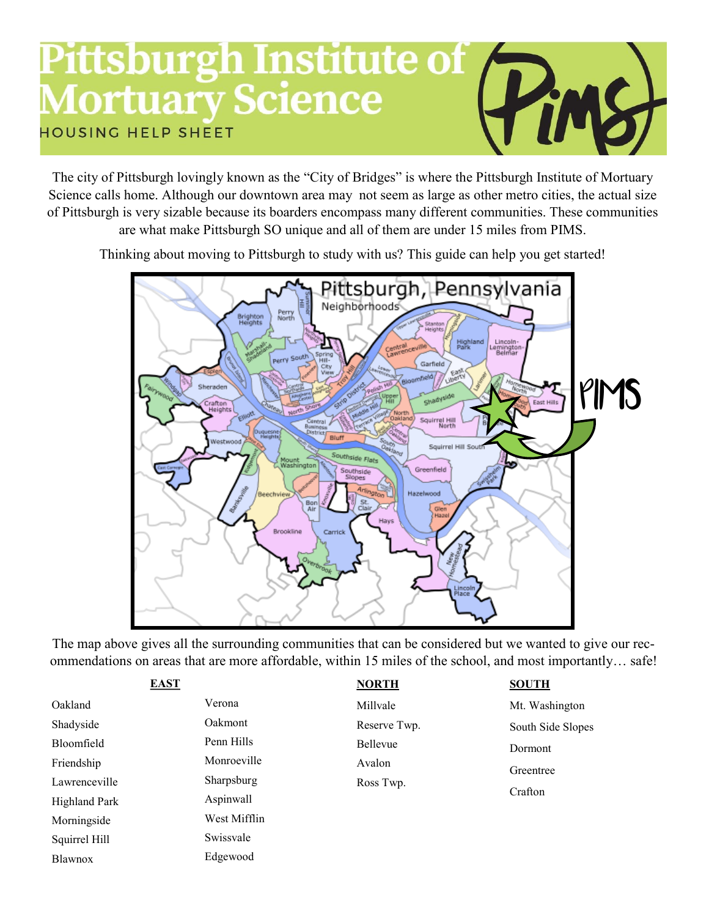# Pittsburgh Institute of Mortuary Science

HOUSING HELP SHEET

The city of Pittsburgh lovingly known as the "City of Bridges" is where the Pittsburgh Institute of Mortuary Science calls home. Although our downtown area may not seem as large as other metro cities, the actual size of Pittsburgh is very sizable because its boarders encompass many different communities. These communities are what make Pittsburgh SO unique and all of them are under 15 miles from PIMS.

Thinking about moving to Pittsburgh to study with us? This guide can help you get started!

The map above gives all the surrounding communities that can be considered but we wanted to give our recommendations on areas that are more affordable, within 15 miles of the school, and most importantly… safe!

**EAST**

- Oakland
- Shadyside
- Bloomfield
- Friendship
- Lawrenceville
- Highland Park
- Morningside
- Squirrel Hill
- Blawnox
- Verona
- Oakmont
- Penn Hills
- Monroeville
- Sharpsburg
- Aspinwall
- West Mifflin
- Swissvale
- Edgewood

**NORTH**

- Millvale
- Reserve Twp.
- Bellevue
- Avalon
- Ross Twp.

**SOUTH**

- Mt. Washington
- South Side Slopes
- Dormont
- Greentree
- Crafton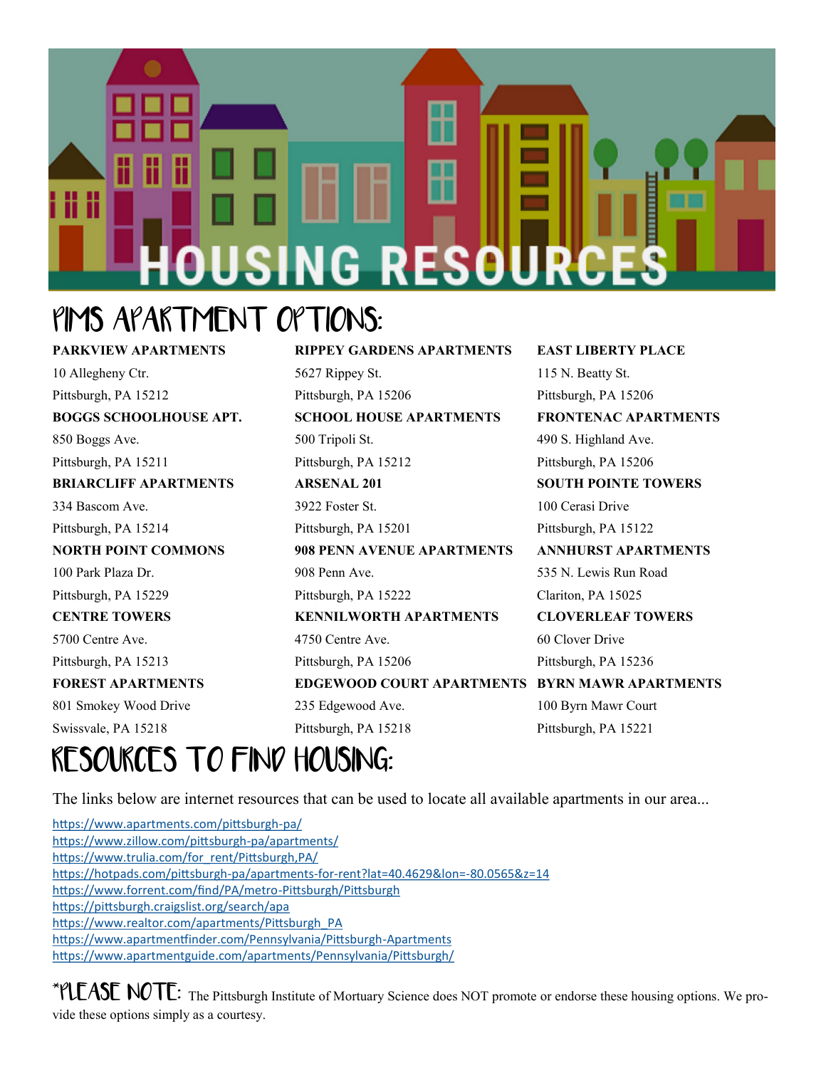# HOUSING RESOURCES

## PIMS APARTMENT OPTIONS:

**PARKVIEW APARTMENTS**
10 Allegheny Ctr.
Pittsburgh, PA 15212

**BOGGS SCHOOLHOUSE APT.**
850 Boggs Ave.
Pittsburgh, PA 15211

**BRIARCLIFF APARTMENTS**
334 Bascom Ave.
Pittsburgh, PA 15214

**NORTH POINT COMMONS**
100 Park Plaza Dr.
Pittsburgh, PA 15229

**CENTRE TOWERS**
5700 Centre Ave.
Pittsburgh, PA 15213

**FOREST APARTMENTS**
801 Smokey Wood Drive
Swissvale, PA 15218

**RIPPEY GARDENS APARTMENTS**
5627 Rippey St.
Pittsburgh, PA 15206

**SCHOOL HOUSE APARTMENTS**
500 Tripoli St.
Pittsburgh, PA 15212

**ARSENAL 201**
3922 Foster St.
Pittsburgh, PA 15201

**908 PENN AVENUE APARTMENTS**
908 Penn Ave.
Pittsburgh, PA 15222

**KENNILWORTH APARTMENTS**
4750 Centre Ave.
Pittsburgh, PA 15206

**EDGEWOOD COURT APARTMENTS**
235 Edgewood Ave.
Pittsburgh, PA 15218

**EAST LIBERTY PLACE**
115 N. Beatty St.
Pittsburgh, PA 15206

**FRONTENAC APARTMENTS**
490 S. Highland Ave.
Pittsburgh, PA 15206

**SOUTH POINTE TOWERS**
100 Cerasi Drive
Pittsburgh, PA 15122

**ANNHURST APARTMENTS**
535 N. Lewis Run Road
Clariton, PA 15025

**CLOVERLEAF TOWERS**
60 Clover Drive
Pittsburgh, PA 15236

**BYRN MAWR APARTMENTS**
100 Byrn Mawr Court
Pittsburgh, PA 15221

## RESOURCES TO FIND HOUSING:

The links below are internet resources that can be used to locate all available apartments in our area...

https://www.apartments.com/pittsburgh-pa/
https://www.zillow.com/pittsburgh-pa/apartments/
https://www.trulia.com/for_rent/Pittsburgh,PA/
https://hotpads.com/pittsburgh-pa/apartments-for-rent?lat=40.4629&lon=-80.0565&z=14
https://www.forrent.com/find/PA/metro-Pittsburgh/Pittsburgh
https://pittsburgh.craigslist.org/search/apa
https://www.realtor.com/apartments/Pittsburgh_PA
https://www.apartmentfinder.com/Pennsylvania/Pittsburgh-Apartments
https://www.apartmentguide.com/apartments/Pennsylvania/Pittsburgh/

**\*PLEASE NOTE:** The Pittsburgh Institute of Mortuary Science does NOT promote or endorse these housing options. We provide these options simply as a courtesy.